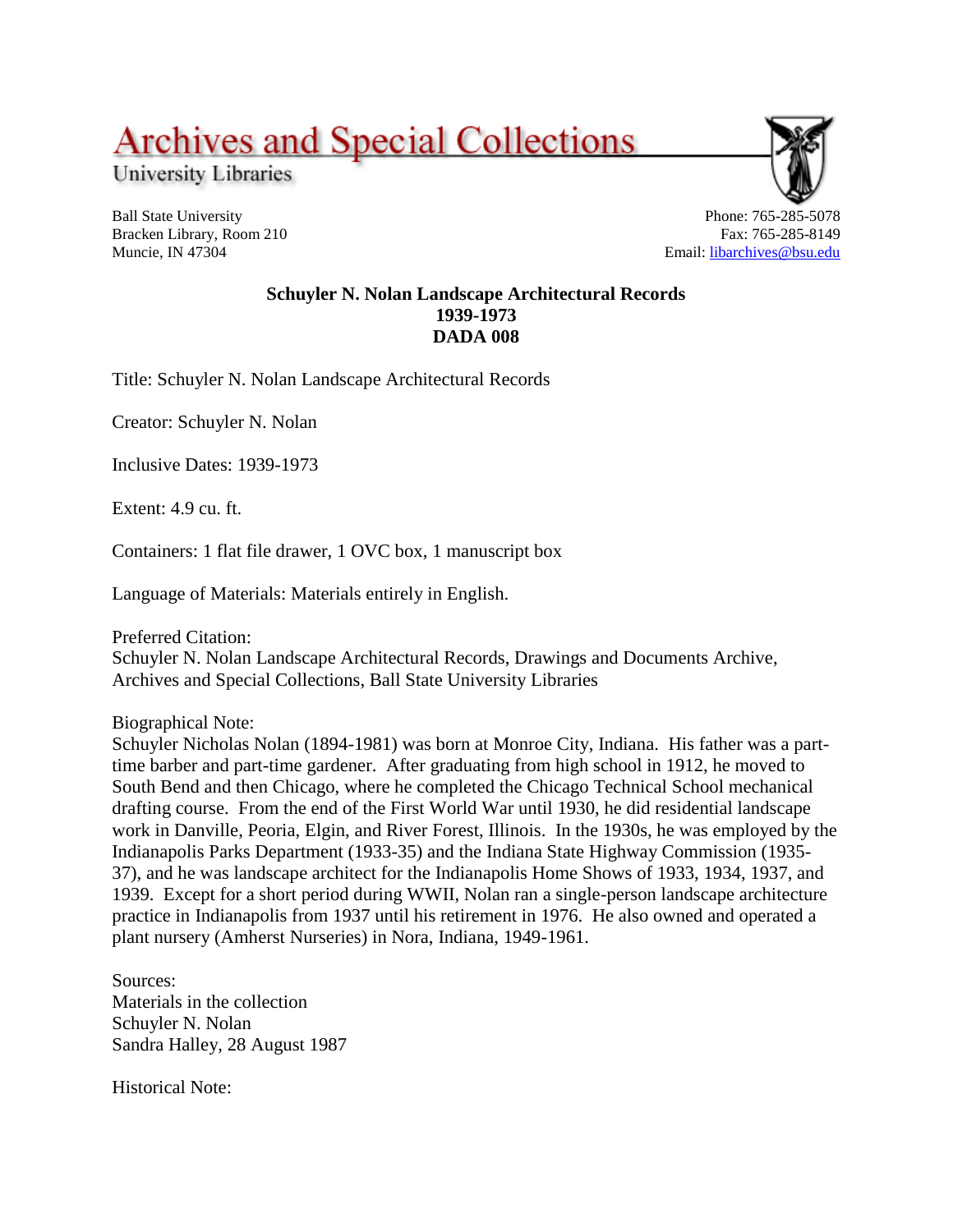# Archives and Special Collections

University Libraries

Ball State University
Bracken Library, Room 210
Muncie, IN 47304

Phone: 765-285-5078
Fax: 765-285-8149
Email: libarchives@bsu.edu

## Schuyler N. Nolan Landscape Architectural Records
## 1939-1973
## DADA 008

Title: Schuyler N. Nolan Landscape Architectural Records

Creator: Schuyler N. Nolan

Inclusive Dates: 1939-1973

Extent: 4.9 cu. ft.

Containers: 1 flat file drawer, 1 OVC box, 1 manuscript box

Language of Materials: Materials entirely in English.

Preferred Citation:
Schuyler N. Nolan Landscape Architectural Records, Drawings and Documents Archive, Archives and Special Collections, Ball State University Libraries

Biographical Note:
Schuyler Nicholas Nolan (1894-1981) was born at Monroe City, Indiana. His father was a part-time barber and part-time gardener. After graduating from high school in 1912, he moved to South Bend and then Chicago, where he completed the Chicago Technical School mechanical drafting course. From the end of the First World War until 1930, he did residential landscape work in Danville, Peoria, Elgin, and River Forest, Illinois. In the 1930s, he was employed by the Indianapolis Parks Department (1933-35) and the Indiana State Highway Commission (1935-37), and he was landscape architect for the Indianapolis Home Shows of 1933, 1934, 1937, and 1939. Except for a short period during WWII, Nolan ran a single-person landscape architecture practice in Indianapolis from 1937 until his retirement in 1976. He also owned and operated a plant nursery (Amherst Nurseries) in Nora, Indiana, 1949-1961.

Sources:
Materials in the collection
Schuyler N. Nolan
Sandra Halley, 28 August 1987

Historical Note: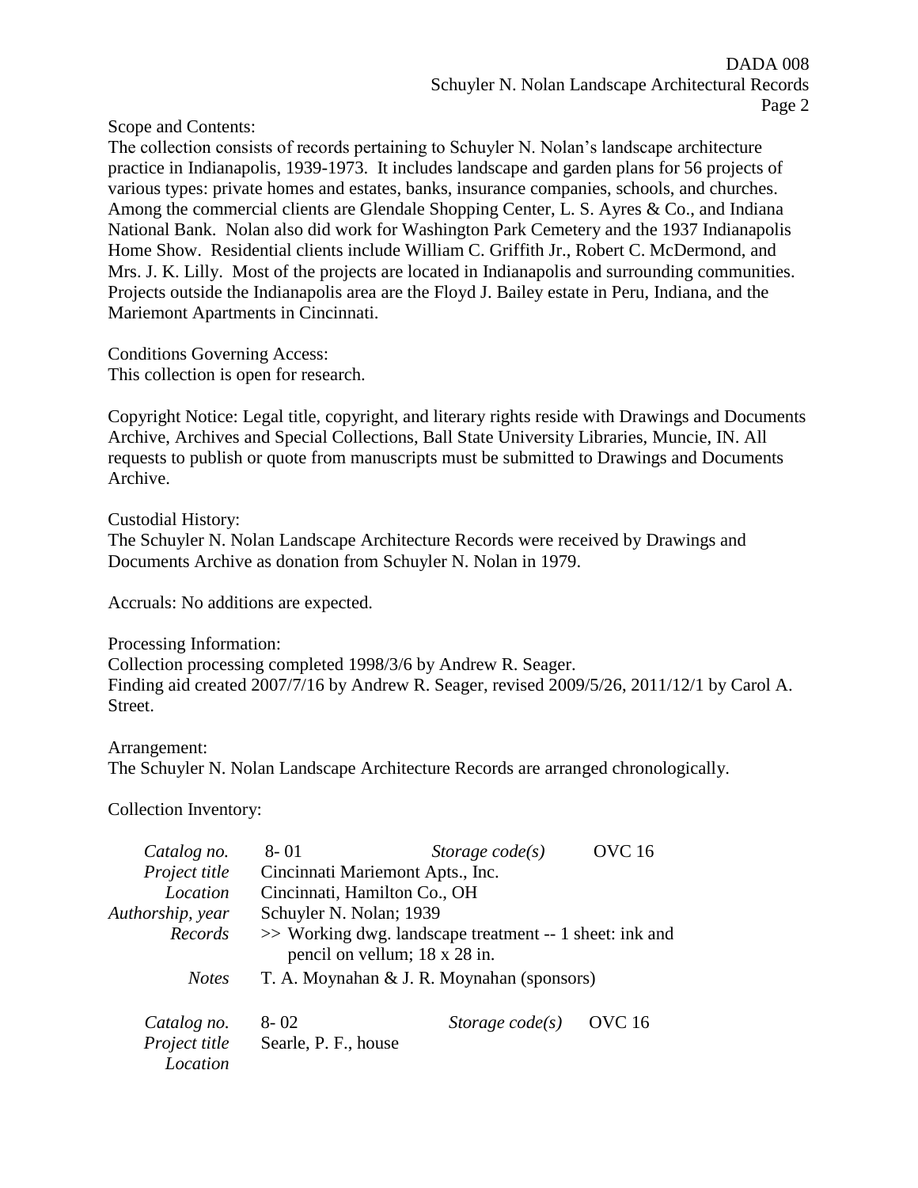Scope and Contents:
The collection consists of records pertaining to Schuyler N. Nolan's landscape architecture practice in Indianapolis, 1939-1973. It includes landscape and garden plans for 56 projects of various types: private homes and estates, banks, insurance companies, schools, and churches. Among the commercial clients are Glendale Shopping Center, L. S. Ayres & Co., and Indiana National Bank. Nolan also did work for Washington Park Cemetery and the 1937 Indianapolis Home Show. Residential clients include William C. Griffith Jr., Robert C. McDermond, and Mrs. J. K. Lilly. Most of the projects are located in Indianapolis and surrounding communities. Projects outside the Indianapolis area are the Floyd J. Bailey estate in Peru, Indiana, and the Mariemont Apartments in Cincinnati.

Conditions Governing Access:
This collection is open for research.

Copyright Notice: Legal title, copyright, and literary rights reside with Drawings and Documents Archive, Archives and Special Collections, Ball State University Libraries, Muncie, IN. All requests to publish or quote from manuscripts must be submitted to Drawings and Documents Archive.

Custodial History:
The Schuyler N. Nolan Landscape Architecture Records were received by Drawings and Documents Archive as donation from Schuyler N. Nolan in 1979.

Accruals: No additions are expected.

Processing Information:
Collection processing completed 1998/3/6 by Andrew R. Seager.
Finding aid created 2007/7/16 by Andrew R. Seager, revised 2009/5/26, 2011/12/1 by Carol A. Street.

Arrangement:
The Schuyler N. Nolan Landscape Architecture Records are arranged chronologically.

Collection Inventory:

| | | | |
|---|---|---|---|
| *Catalog no.* | 8- 01 | *Storage code(s)* | OVC 16 |
| *Project title* | Cincinnati Mariemont Apts., Inc. | | |
| *Location* | Cincinnati, Hamilton Co., OH | | |
| *Authorship, year* | Schuyler N. Nolan; 1939 | | |
| *Records* | >> Working dwg. landscape treatment -- 1 sheet: ink and pencil on vellum; 18 x 28 in. | | |
| *Notes* | T. A. Moynahan & J. R. Moynahan (sponsors) | | |

| | | | |
|---|---|---|---|
| *Catalog no.* | 8- 02 | *Storage code(s)* | OVC 16 |
| *Project title* | Searle, P. F., house | | |
| *Location* | | | |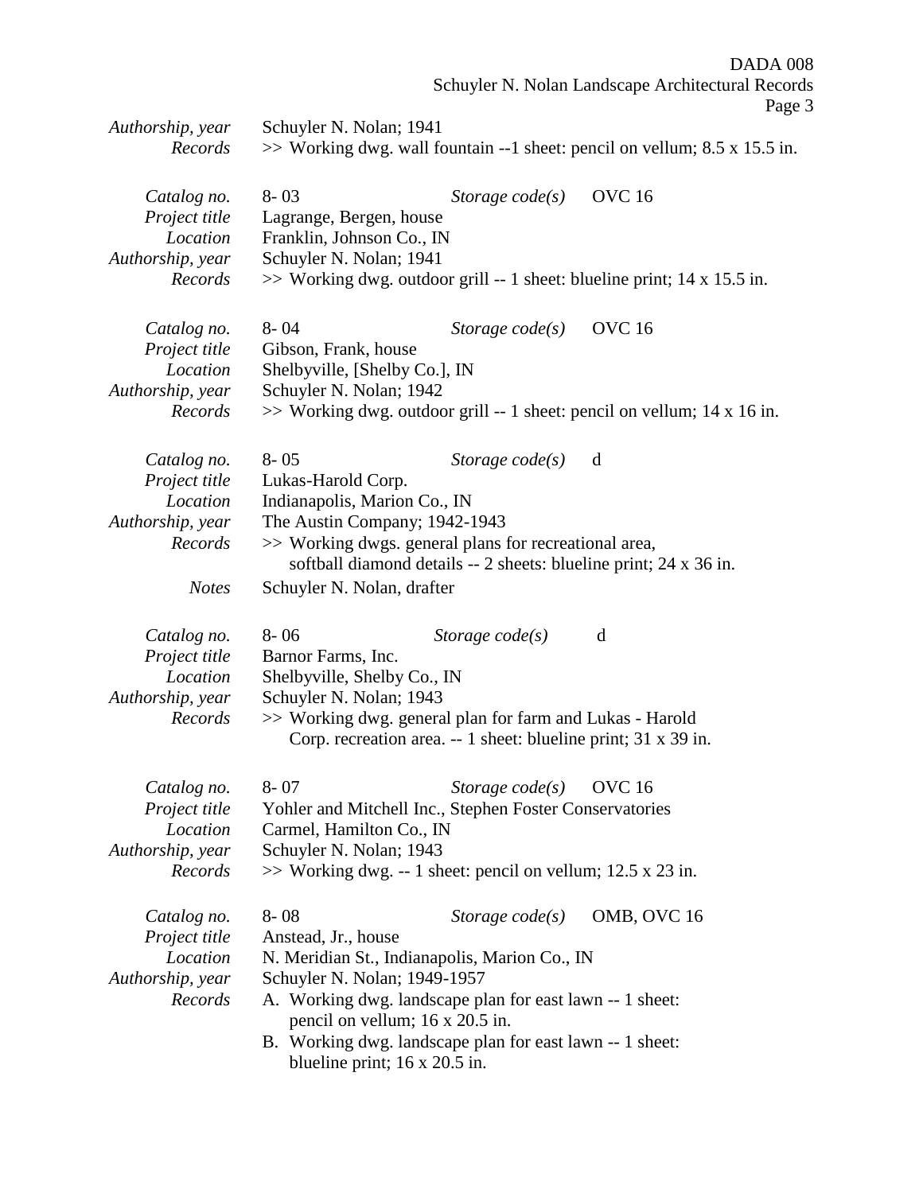*Authorship, year* Schuyler N. Nolan; 1941
*Records* >> Working dwg. wall fountain --1 sheet: pencil on vellum; 8.5 x 15.5 in.

*Catalog no.* 8- 03 *Storage code(s)* OVC 16
*Project title* Lagrange, Bergen, house
*Location* Franklin, Johnson Co., IN
*Authorship, year* Schuyler N. Nolan; 1941
*Records* >> Working dwg. outdoor grill -- 1 sheet: blueline print; 14 x 15.5 in.

*Catalog no.* 8- 04 *Storage code(s)* OVC 16
*Project title* Gibson, Frank, house
*Location* Shelbyville, [Shelby Co.], IN
*Authorship, year* Schuyler N. Nolan; 1942
*Records* >> Working dwg. outdoor grill -- 1 sheet: pencil on vellum; 14 x 16 in.

*Catalog no.* 8- 05 *Storage code(s)* d
*Project title* Lukas-Harold Corp.
*Location* Indianapolis, Marion Co., IN
*Authorship, year* The Austin Company; 1942-1943
*Records* >> Working dwgs. general plans for recreational area, softball diamond details -- 2 sheets: blueline print; 24 x 36 in.
*Notes* Schuyler N. Nolan, drafter

*Catalog no.* 8- 06 *Storage code(s)* d
*Project title* Barnor Farms, Inc.
*Location* Shelbyville, Shelby Co., IN
*Authorship, year* Schuyler N. Nolan; 1943
*Records* >> Working dwg. general plan for farm and Lukas - Harold Corp. recreation area. -- 1 sheet: blueline print; 31 x 39 in.

*Catalog no.* 8- 07 *Storage code(s)* OVC 16
*Project title* Yohler and Mitchell Inc., Stephen Foster Conservatories
*Location* Carmel, Hamilton Co., IN
*Authorship, year* Schuyler N. Nolan; 1943
*Records* >> Working dwg. -- 1 sheet: pencil on vellum; 12.5 x 23 in.

*Catalog no.* 8- 08 *Storage code(s)* OMB, OVC 16
*Project title* Anstead, Jr., house
*Location* N. Meridian St., Indianapolis, Marion Co., IN
*Authorship, year* Schuyler N. Nolan; 1949-1957
*Records*
A. Working dwg. landscape plan for east lawn -- 1 sheet: pencil on vellum; 16 x 20.5 in.
B. Working dwg. landscape plan for east lawn -- 1 sheet: blueline print; 16 x 20.5 in.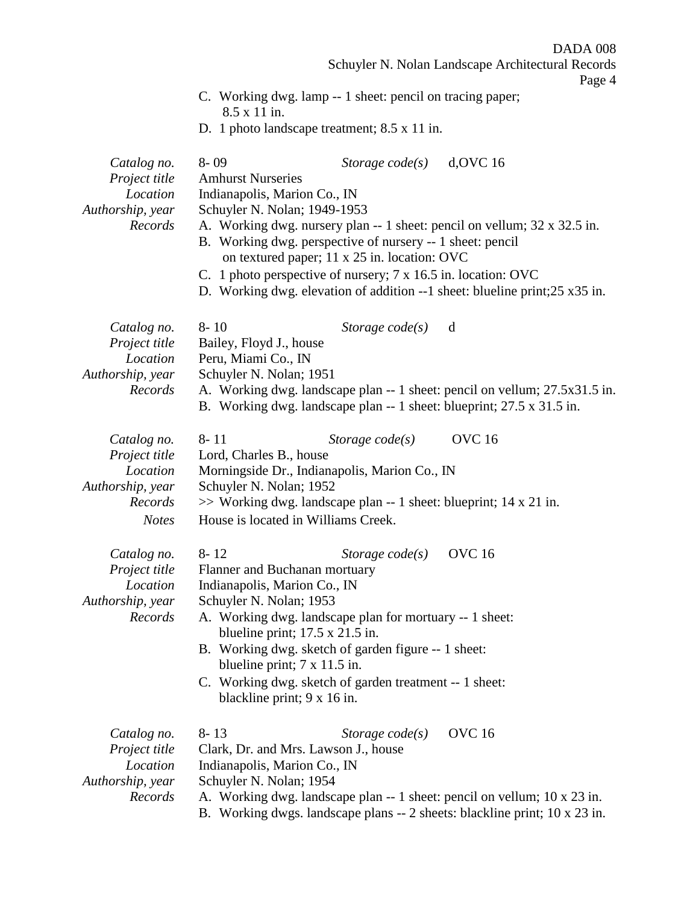C. Working dwg. lamp -- 1 sheet: pencil on tracing paper; 8.5 x 11 in.
D. 1 photo landscape treatment; 8.5 x 11 in.

| | | | |
|---|---|---|---|
| *Catalog no.* | 8- 09 | *Storage code(s)* | d,OVC 16 |
| *Project title* | Amhurst Nurseries | | |
| *Location* | Indianapolis, Marion Co., IN | | |
| *Authorship, year* | Schuyler N. Nolan; 1949-1953 | | |
| *Records* | A. Working dwg. nursery plan -- 1 sheet: pencil on vellum; 32 x 32.5 in.<br>B. Working dwg. perspective of nursery -- 1 sheet: pencil on textured paper; 11 x 25 in. location: OVC<br>C. 1 photo perspective of nursery; 7 x 16.5 in. location: OVC<br>D. Working dwg. elevation of addition --1 sheet: blueline print;25 x35 in. | | |

| | | | |
|---|---|---|---|
| *Catalog no.* | 8- 10 | *Storage code(s)* | d |
| *Project title* | Bailey, Floyd J., house | | |
| *Location* | Peru, Miami Co., IN | | |
| *Authorship, year* | Schuyler N. Nolan; 1951 | | |
| *Records* | A. Working dwg. landscape plan -- 1 sheet: pencil on vellum; 27.5x31.5 in.<br>B. Working dwg. landscape plan -- 1 sheet: blueprint; 27.5 x 31.5 in. | | |

| | | | |
|---|---|---|---|
| *Catalog no.* | 8- 11 | *Storage code(s)* | OVC 16 |
| *Project title* | Lord, Charles B., house | | |
| *Location* | Morningside Dr., Indianapolis, Marion Co., IN | | |
| *Authorship, year* | Schuyler N. Nolan; 1952 | | |
| *Records* | >> Working dwg. landscape plan -- 1 sheet: blueprint; 14 x 21 in. | | |
| *Notes* | House is located in Williams Creek. | | |

| | | | |
|---|---|---|---|
| *Catalog no.* | 8- 12 | *Storage code(s)* | OVC 16 |
| *Project title* | Flanner and Buchanan mortuary | | |
| *Location* | Indianapolis, Marion Co., IN | | |
| *Authorship, year* | Schuyler N. Nolan; 1953 | | |
| *Records* | A. Working dwg. landscape plan for mortuary -- 1 sheet: blueline print; 17.5 x 21.5 in.<br>B. Working dwg. sketch of garden figure -- 1 sheet: blueline print; 7 x 11.5 in.<br>C. Working dwg. sketch of garden treatment -- 1 sheet: blackline print; 9 x 16 in. | | |

| | | | |
|---|---|---|---|
| *Catalog no.* | 8- 13 | *Storage code(s)* | OVC 16 |
| *Project title* | Clark, Dr. and Mrs. Lawson J., house | | |
| *Location* | Indianapolis, Marion Co., IN | | |
| *Authorship, year* | Schuyler N. Nolan; 1954 | | |
| *Records* | A. Working dwg. landscape plan -- 1 sheet: pencil on vellum; 10 x 23 in.<br>B. Working dwgs. landscape plans -- 2 sheets: blackline print; 10 x 23 in. | | |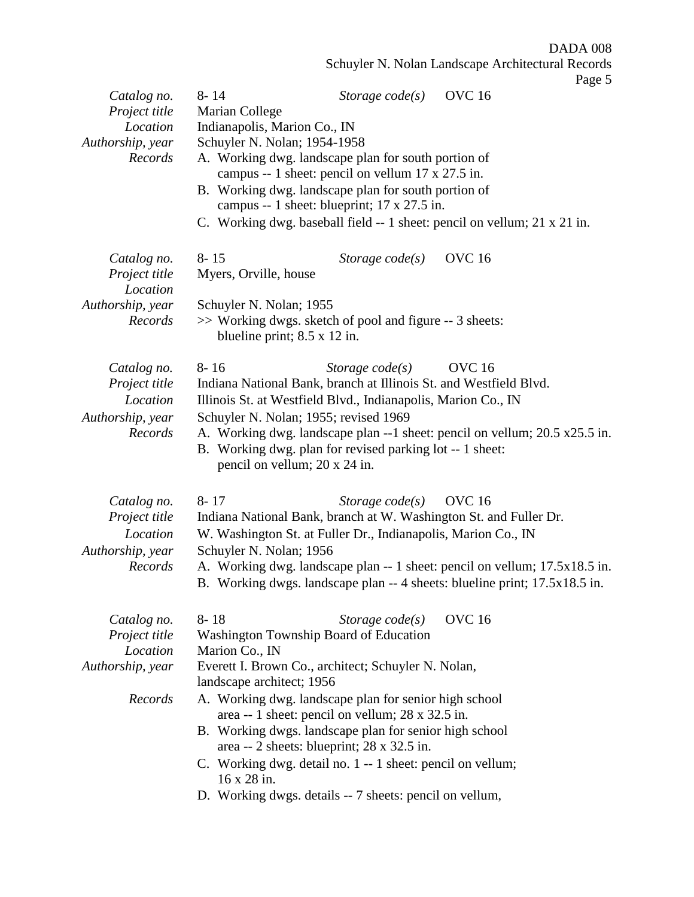| | |
|---|---|
| *Catalog no.* | 8- 14 *Storage code(s)* OVC 16 |
| *Project title* | Marian College |
| *Location* | Indianapolis, Marion Co., IN |
| *Authorship, year* | Schuyler N. Nolan; 1954-1958 |
| *Records* | A. Working dwg. landscape plan for south portion of campus -- 1 sheet: pencil on vellum 17 x 27.5 in.<br>B. Working dwg. landscape plan for south portion of campus -- 1 sheet: blueprint; 17 x 27.5 in.<br>C. Working dwg. baseball field -- 1 sheet: pencil on vellum; 21 x 21 in. |

| | |
|---|---|
| *Catalog no.* | 8- 15 *Storage code(s)* OVC 16 |
| *Project title* | Myers, Orville, house |
| *Location* | |
| *Authorship, year* | Schuyler N. Nolan; 1955 |
| *Records* | >> Working dwgs. sketch of pool and figure -- 3 sheets: blueline print; 8.5 x 12 in. |

| | |
|---|---|
| *Catalog no.* | 8- 16 *Storage code(s)* OVC 16 |
| *Project title* | Indiana National Bank, branch at Illinois St. and Westfield Blvd. |
| *Location* | Illinois St. at Westfield Blvd., Indianapolis, Marion Co., IN |
| *Authorship, year* | Schuyler N. Nolan; 1955; revised 1969 |
| *Records* | A. Working dwg. landscape plan --1 sheet: pencil on vellum; 20.5 x25.5 in.<br>B. Working dwg. plan for revised parking lot -- 1 sheet: pencil on vellum; 20 x 24 in. |

| | |
|---|---|
| *Catalog no.* | 8- 17 *Storage code(s)* OVC 16 |
| *Project title* | Indiana National Bank, branch at W. Washington St. and Fuller Dr. |
| *Location* | W. Washington St. at Fuller Dr., Indianapolis, Marion Co., IN |
| *Authorship, year* | Schuyler N. Nolan; 1956 |
| *Records* | A. Working dwg. landscape plan -- 1 sheet: pencil on vellum; 17.5x18.5 in.<br>B. Working dwgs. landscape plan -- 4 sheets: blueline print; 17.5x18.5 in. |

| | |
|---|---|
| *Catalog no.* | 8- 18 *Storage code(s)* OVC 16 |
| *Project title* | Washington Township Board of Education |
| *Location* | Marion Co., IN |
| *Authorship, year* | Everett I. Brown Co., architect; Schuyler N. Nolan, landscape architect; 1956 |
| *Records* | A. Working dwg. landscape plan for senior high school area -- 1 sheet: pencil on vellum; 28 x 32.5 in.<br>B. Working dwgs. landscape plan for senior high school area -- 2 sheets: blueprint; 28 x 32.5 in.<br>C. Working dwg. detail no. 1 -- 1 sheet: pencil on vellum; 16 x 28 in.<br>D. Working dwgs. details -- 7 sheets: pencil on vellum, |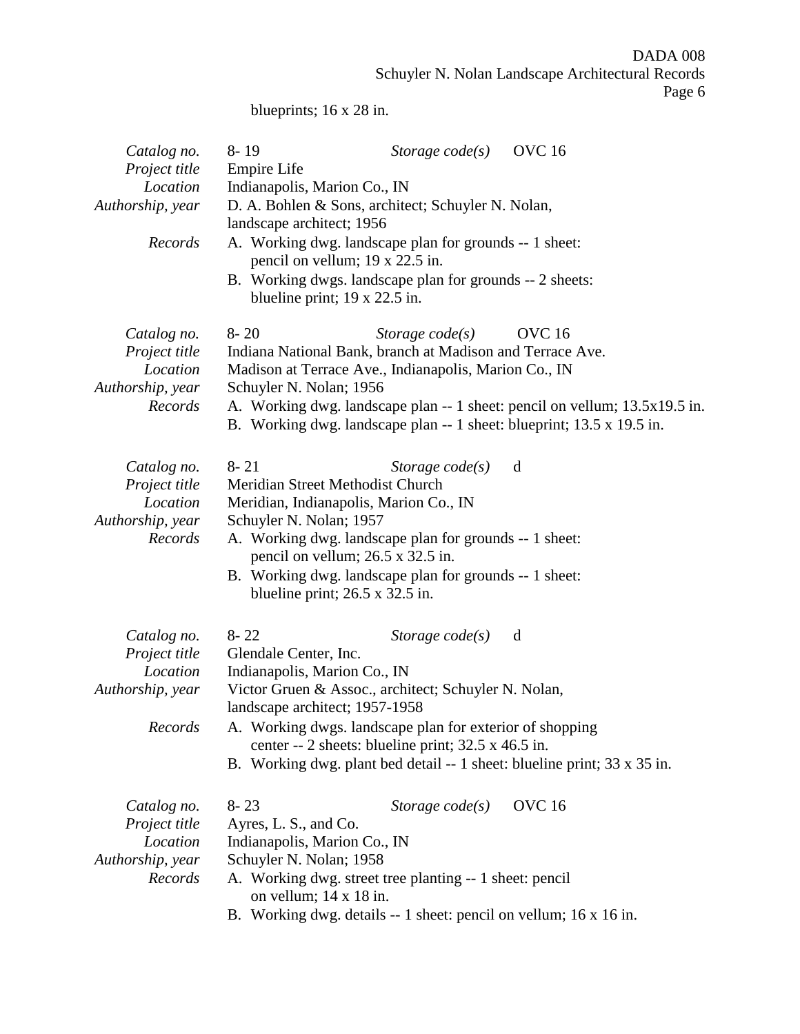blueprints; 16 x 28 in.

*Catalog no.* 8- 19 *Storage code(s)* OVC 16
*Project title* Empire Life
*Location* Indianapolis, Marion Co., IN
*Authorship, year* D. A. Bohlen & Sons, architect; Schuyler N. Nolan, landscape architect; 1956
*Records*
A. Working dwg. landscape plan for grounds -- 1 sheet: pencil on vellum; 19 x 22.5 in.
B. Working dwgs. landscape plan for grounds -- 2 sheets: blueline print; 19 x 22.5 in.

*Catalog no.* 8- 20 *Storage code(s)* OVC 16
*Project title* Indiana National Bank, branch at Madison and Terrace Ave.
*Location* Madison at Terrace Ave., Indianapolis, Marion Co., IN
*Authorship, year* Schuyler N. Nolan; 1956
*Records*
A. Working dwg. landscape plan -- 1 sheet: pencil on vellum; 13.5x19.5 in.
B. Working dwg. landscape plan -- 1 sheet: blueprint; 13.5 x 19.5 in.

*Catalog no.* 8- 21 *Storage code(s)* d
*Project title* Meridian Street Methodist Church
*Location* Meridian, Indianapolis, Marion Co., IN
*Authorship, year* Schuyler N. Nolan; 1957
*Records*
A. Working dwg. landscape plan for grounds -- 1 sheet: pencil on vellum; 26.5 x 32.5 in.
B. Working dwg. landscape plan for grounds -- 1 sheet: blueline print; 26.5 x 32.5 in.

*Catalog no.* 8- 22 *Storage code(s)* d
*Project title* Glendale Center, Inc.
*Location* Indianapolis, Marion Co., IN
*Authorship, year* Victor Gruen & Assoc., architect; Schuyler N. Nolan, landscape architect; 1957-1958
*Records*
A. Working dwgs. landscape plan for exterior of shopping center -- 2 sheets: blueline print; 32.5 x 46.5 in.
B. Working dwg. plant bed detail -- 1 sheet: blueline print; 33 x 35 in.

*Catalog no.* 8- 23 *Storage code(s)* OVC 16
*Project title* Ayres, L. S., and Co.
*Location* Indianapolis, Marion Co., IN
*Authorship, year* Schuyler N. Nolan; 1958
*Records*
A. Working dwg. street tree planting -- 1 sheet: pencil on vellum; 14 x 18 in.
B. Working dwg. details -- 1 sheet: pencil on vellum; 16 x 16 in.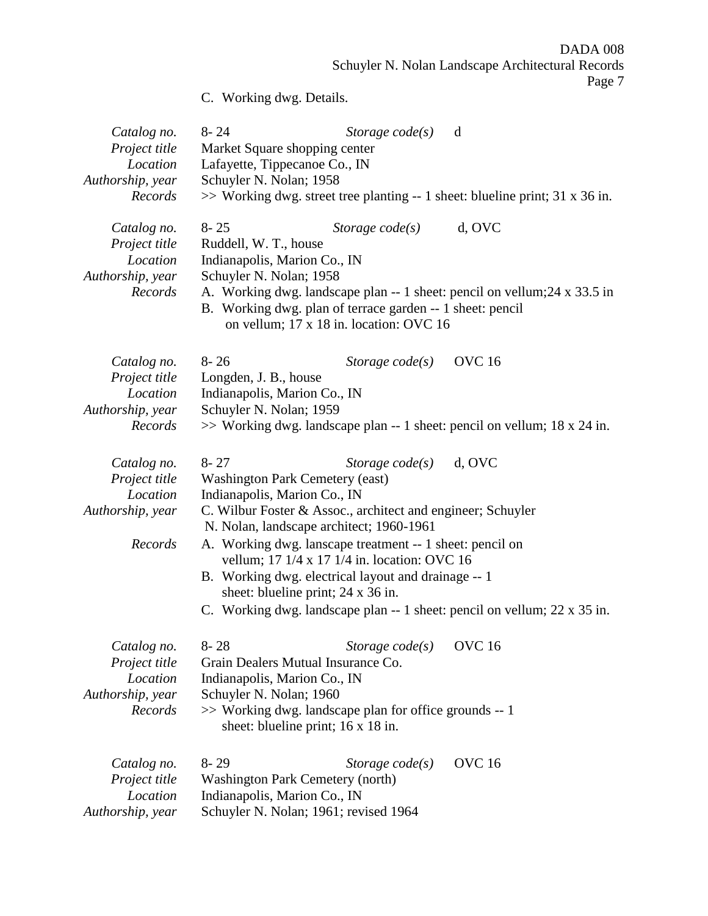C. Working dwg. Details.

| | | | |
|---|---|---|---|
| *Catalog no.* | 8- 24 | *Storage code(s)* | d |
| *Project title* | Market Square shopping center | | |
| *Location* | Lafayette, Tippecanoe Co., IN | | |
| *Authorship, year* | Schuyler N. Nolan; 1958 | | |
| *Records* | >> Working dwg. street tree planting -- 1 sheet: blueline print; 31 x 36 in. | | |

| | | | |
|---|---|---|---|
| *Catalog no.* | 8- 25 | *Storage code(s)* | d, OVC |
| *Project title* | Ruddell, W. T., house | | |
| *Location* | Indianapolis, Marion Co., IN | | |
| *Authorship, year* | Schuyler N. Nolan; 1958 | | |
| *Records* | A. Working dwg. landscape plan -- 1 sheet: pencil on vellum;24 x 33.5 in<br>B. Working dwg. plan of terrace garden -- 1 sheet: pencil on vellum; 17 x 18 in. location: OVC 16 | | |

| | | | |
|---|---|---|---|
| *Catalog no.* | 8- 26 | *Storage code(s)* | OVC 16 |
| *Project title* | Longden, J. B., house | | |
| *Location* | Indianapolis, Marion Co., IN | | |
| *Authorship, year* | Schuyler N. Nolan; 1959 | | |
| *Records* | >> Working dwg. landscape plan -- 1 sheet: pencil on vellum; 18 x 24 in. | | |

| | | | |
|---|---|---|---|
| *Catalog no.* | 8- 27 | *Storage code(s)* | d, OVC |
| *Project title* | Washington Park Cemetery (east) | | |
| *Location* | Indianapolis, Marion Co., IN | | |
| *Authorship, year* | C. Wilbur Foster & Assoc., architect and engineer; Schuyler N. Nolan, landscape architect; 1960-1961 | | |
| *Records* | A. Working dwg. lanscape treatment -- 1 sheet: pencil on vellum; 17 1/4 x 17 1/4 in. location: OVC 16<br>B. Working dwg. electrical layout and drainage -- 1 sheet: blueline print; 24 x 36 in.<br>C. Working dwg. landscape plan -- 1 sheet: pencil on vellum; 22 x 35 in. | | |

| | | | |
|---|---|---|---|
| *Catalog no.* | 8- 28 | *Storage code(s)* | OVC 16 |
| *Project title* | Grain Dealers Mutual Insurance Co. | | |
| *Location* | Indianapolis, Marion Co., IN | | |
| *Authorship, year* | Schuyler N. Nolan; 1960 | | |
| *Records* | >> Working dwg. landscape plan for office grounds -- 1 sheet: blueline print; 16 x 18 in. | | |

| | | | |
|---|---|---|---|
| *Catalog no.* | 8- 29 | *Storage code(s)* | OVC 16 |
| *Project title* | Washington Park Cemetery (north) | | |
| *Location* | Indianapolis, Marion Co., IN | | |
| *Authorship, year* | Schuyler N. Nolan; 1961; revised 1964 | | |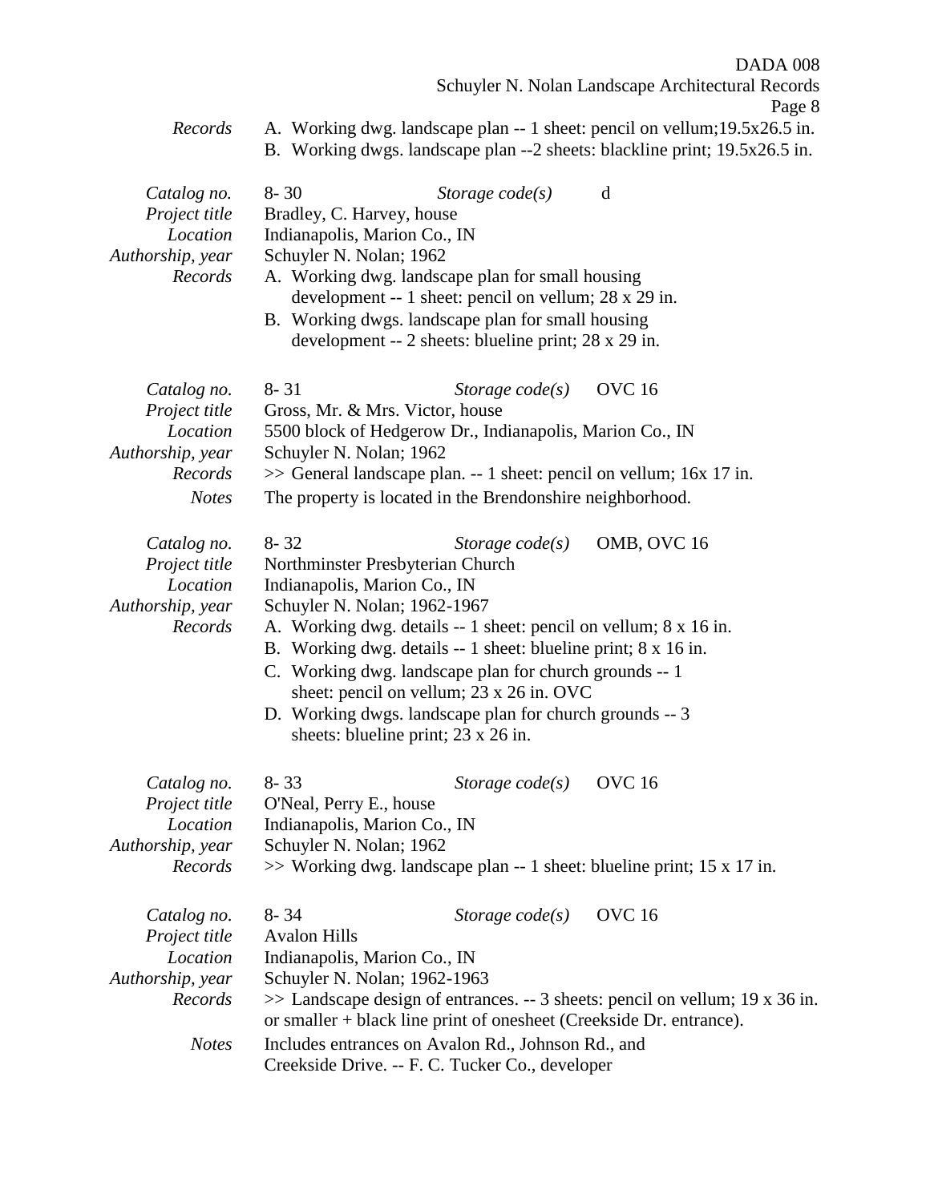*Records* A. Working dwg. landscape plan -- 1 sheet: pencil on vellum;19.5x26.5 in.
B. Working dwgs. landscape plan --2 sheets: blackline print; 19.5x26.5 in.

| | | | |
|---|---|---|---|
| *Catalog no.* | 8- 30 | *Storage code(s)* | d |
| *Project title* | Bradley, C. Harvey, house | | |
| *Location* | Indianapolis, Marion Co., IN | | |
| *Authorship, year* | Schuyler N. Nolan; 1962 | | |
| *Records* | A. Working dwg. landscape plan for small housing development -- 1 sheet: pencil on vellum; 28 x 29 in.<br>B. Working dwgs. landscape plan for small housing development -- 2 sheets: blueline print; 28 x 29 in. | | |

| | | | |
|---|---|---|---|
| *Catalog no.* | 8- 31 | *Storage code(s)* | OVC 16 |
| *Project title* | Gross, Mr. & Mrs. Victor, house | | |
| *Location* | 5500 block of Hedgerow Dr., Indianapolis, Marion Co., IN | | |
| *Authorship, year* | Schuyler N. Nolan; 1962 | | |
| *Records* | >> General landscape plan. -- 1 sheet: pencil on vellum; 16x 17 in. | | |
| *Notes* | The property is located in the Brendonshire neighborhood. | | |

| | | | |
|---|---|---|---|
| *Catalog no.* | 8- 32 | *Storage code(s)* | OMB, OVC 16 |
| *Project title* | Northminster Presbyterian Church | | |
| *Location* | Indianapolis, Marion Co., IN | | |
| *Authorship, year* | Schuyler N. Nolan; 1962-1967 | | |
| *Records* | A. Working dwg. details -- 1 sheet: pencil on vellum; 8 x 16 in.<br>B. Working dwg. details -- 1 sheet: blueline print; 8 x 16 in.<br>C. Working dwg. landscape plan for church grounds -- 1 sheet: pencil on vellum; 23 x 26 in. OVC<br>D. Working dwgs. landscape plan for church grounds -- 3 sheets: blueline print; 23 x 26 in. | | |

| | | | |
|---|---|---|---|
| *Catalog no.* | 8- 33 | *Storage code(s)* | OVC 16 |
| *Project title* | O'Neal, Perry E., house | | |
| *Location* | Indianapolis, Marion Co., IN | | |
| *Authorship, year* | Schuyler N. Nolan; 1962 | | |
| *Records* | >> Working dwg. landscape plan -- 1 sheet: blueline print; 15 x 17 in. | | |

| | | | |
|---|---|---|---|
| *Catalog no.* | 8- 34 | *Storage code(s)* | OVC 16 |
| *Project title* | Avalon Hills | | |
| *Location* | Indianapolis, Marion Co., IN | | |
| *Authorship, year* | Schuyler N. Nolan; 1962-1963 | | |
| *Records* | >> Landscape design of entrances. -- 3 sheets: pencil on vellum; 19 x 36 in. or smaller + black line print of onesheet (Creekside Dr. entrance). | | |
| *Notes* | Includes entrances on Avalon Rd., Johnson Rd., and Creekside Drive. -- F. C. Tucker Co., developer | | |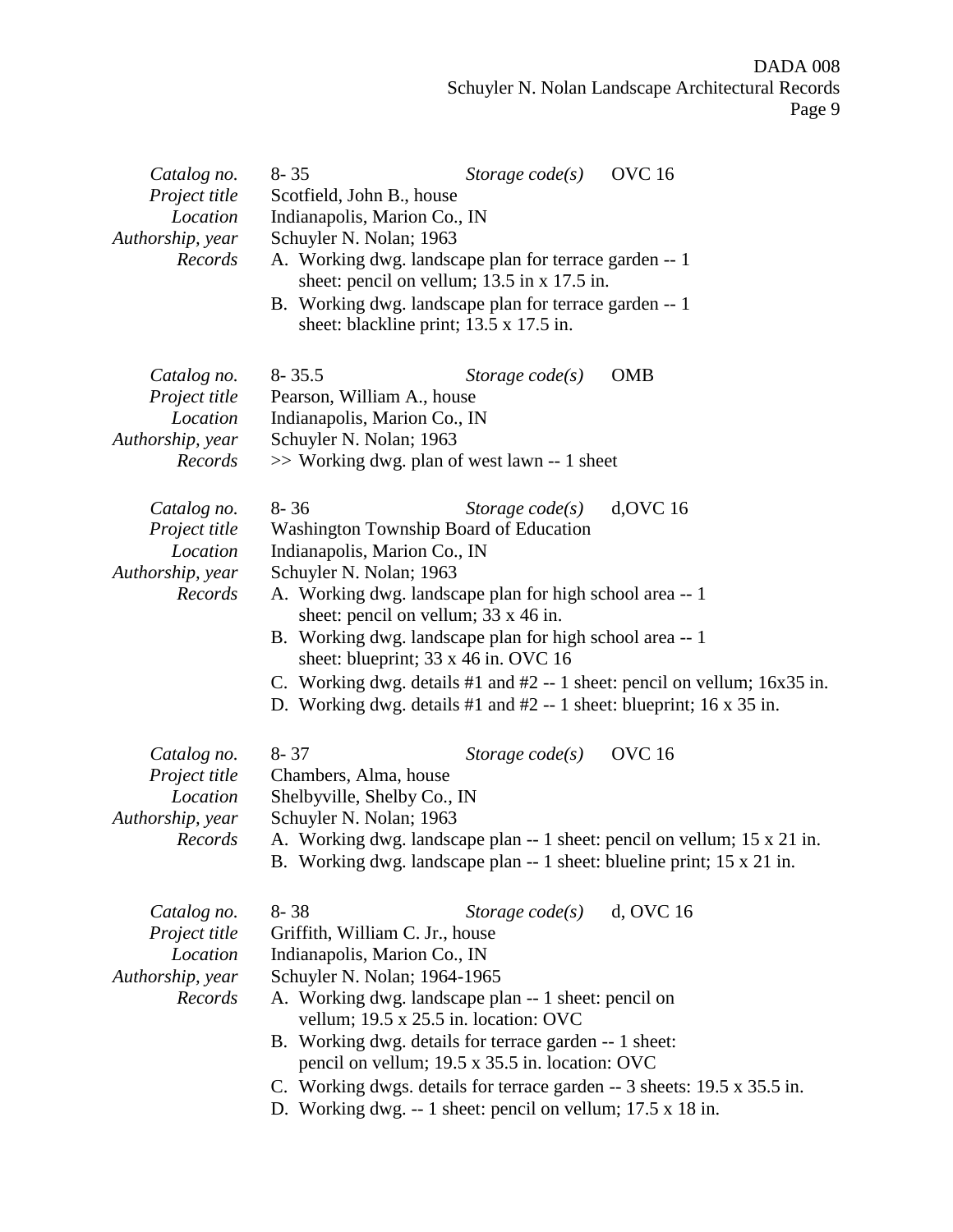| | | | |
|---|---|---|---|
| *Catalog no.* | 8- 35 | *Storage code(s)* | OVC 16 |
| *Project title* | Scotfield, John B., house | | |
| *Location* | Indianapolis, Marion Co., IN | | |
| *Authorship, year* | Schuyler N. Nolan; 1963 | | |
| *Records* | A. Working dwg. landscape plan for terrace garden -- 1 sheet: pencil on vellum; 13.5 in x 17.5 in.<br>B. Working dwg. landscape plan for terrace garden -- 1 sheet: blackline print; 13.5 x 17.5 in. | | |

| | | | |
|---|---|---|---|
| *Catalog no.* | 8- 35.5 | *Storage code(s)* | OMB |
| *Project title* | Pearson, William A., house | | |
| *Location* | Indianapolis, Marion Co., IN | | |
| *Authorship, year* | Schuyler N. Nolan; 1963 | | |
| *Records* | >> Working dwg. plan of west lawn -- 1 sheet | | |

| | | | |
|---|---|---|---|
| *Catalog no.* | 8- 36 | *Storage code(s)* | d,OVC 16 |
| *Project title* | Washington Township Board of Education | | |
| *Location* | Indianapolis, Marion Co., IN | | |
| *Authorship, year* | Schuyler N. Nolan; 1963 | | |
| *Records* | A. Working dwg. landscape plan for high school area -- 1 sheet: pencil on vellum; 33 x 46 in.<br>B. Working dwg. landscape plan for high school area -- 1 sheet: blueprint; 33 x 46 in. OVC 16<br>C. Working dwg. details #1 and #2 -- 1 sheet: pencil on vellum; 16x35 in.<br>D. Working dwg. details #1 and #2 -- 1 sheet: blueprint; 16 x 35 in. | | |

| | | | |
|---|---|---|---|
| *Catalog no.* | 8- 37 | *Storage code(s)* | OVC 16 |
| *Project title* | Chambers, Alma, house | | |
| *Location* | Shelbyville, Shelby Co., IN | | |
| *Authorship, year* | Schuyler N. Nolan; 1963 | | |
| *Records* | A. Working dwg. landscape plan -- 1 sheet: pencil on vellum; 15 x 21 in.<br>B. Working dwg. landscape plan -- 1 sheet: blueline print; 15 x 21 in. | | |

| | | | |
|---|---|---|---|
| *Catalog no.* | 8- 38 | *Storage code(s)* | d, OVC 16 |
| *Project title* | Griffith, William C. Jr., house | | |
| *Location* | Indianapolis, Marion Co., IN | | |
| *Authorship, year* | Schuyler N. Nolan; 1964-1965 | | |
| *Records* | A. Working dwg. landscape plan -- 1 sheet: pencil on vellum; 19.5 x 25.5 in. location: OVC<br>B. Working dwg. details for terrace garden -- 1 sheet: pencil on vellum; 19.5 x 35.5 in. location: OVC<br>C. Working dwgs. details for terrace garden -- 3 sheets: 19.5 x 35.5 in.<br>D. Working dwg. -- 1 sheet: pencil on vellum; 17.5 x 18 in. | | |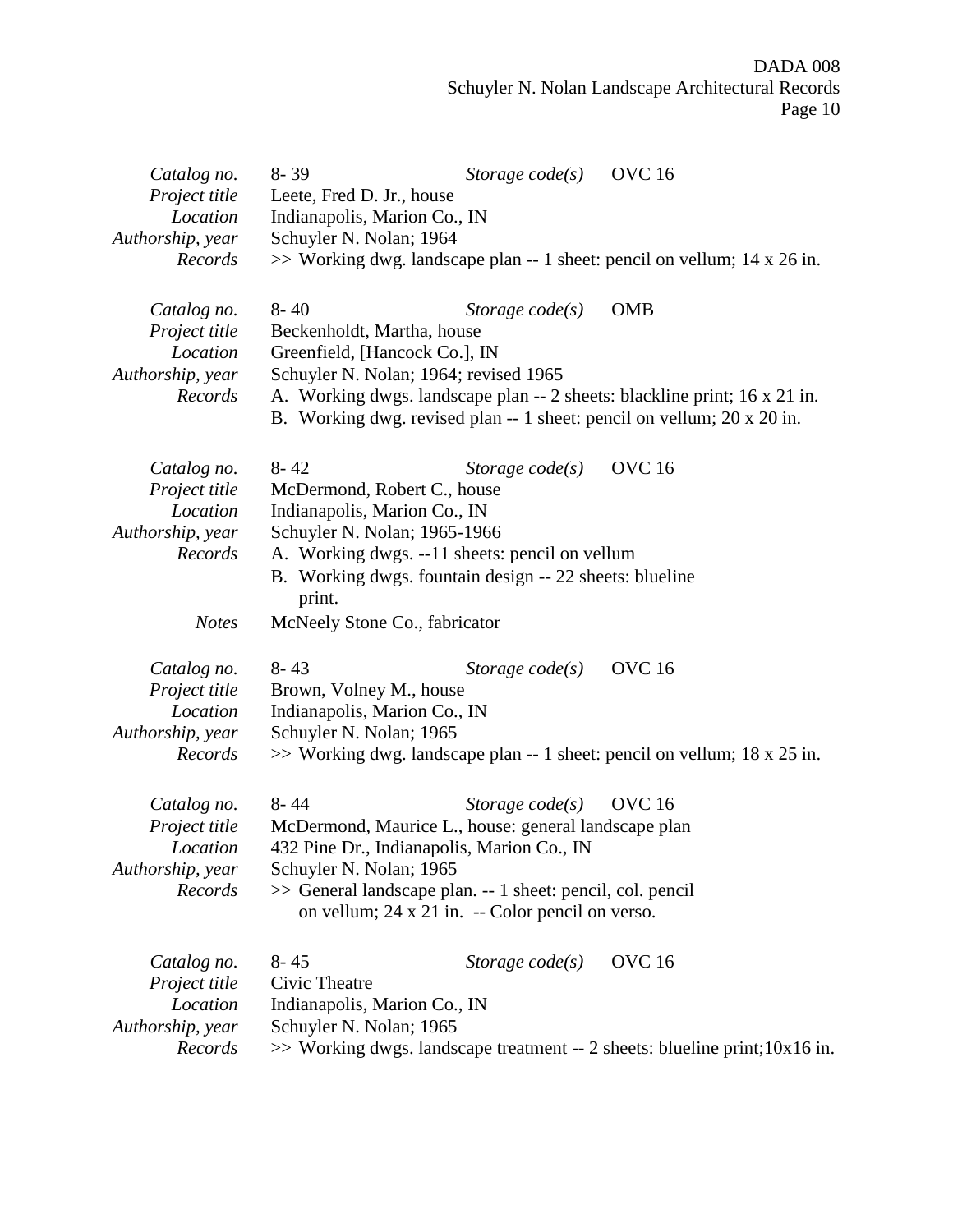| | | | |
|---|---|---|---|
| *Catalog no.* | 8- 39 | *Storage code(s)* | OVC 16 |
| *Project title* | Leete, Fred D. Jr., house | | |
| *Location* | Indianapolis, Marion Co., IN | | |
| *Authorship, year* | Schuyler N. Nolan; 1964 | | |
| *Records* | >> Working dwg. landscape plan -- 1 sheet: pencil on vellum; 14 x 26 in. | | |

| | | | |
|---|---|---|---|
| *Catalog no.* | 8- 40 | *Storage code(s)* | OMB |
| *Project title* | Beckenholdt, Martha, house | | |
| *Location* | Greenfield, [Hancock Co.], IN | | |
| *Authorship, year* | Schuyler N. Nolan; 1964; revised 1965 | | |
| *Records* | A. Working dwgs. landscape plan -- 2 sheets: blackline print; 16 x 21 in.<br>B. Working dwg. revised plan -- 1 sheet: pencil on vellum; 20 x 20 in. | | |

| | | | |
|---|---|---|---|
| *Catalog no.* | 8- 42 | *Storage code(s)* | OVC 16 |
| *Project title* | McDermond, Robert C., house | | |
| *Location* | Indianapolis, Marion Co., IN | | |
| *Authorship, year* | Schuyler N. Nolan; 1965-1966 | | |
| *Records* | A. Working dwgs. --11 sheets: pencil on vellum<br>B. Working dwgs. fountain design -- 22 sheets: blueline print. | | |
| *Notes* | McNeely Stone Co., fabricator | | |

| | | | |
|---|---|---|---|
| *Catalog no.* | 8- 43 | *Storage code(s)* | OVC 16 |
| *Project title* | Brown, Volney M., house | | |
| *Location* | Indianapolis, Marion Co., IN | | |
| *Authorship, year* | Schuyler N. Nolan; 1965 | | |
| *Records* | >> Working dwg. landscape plan -- 1 sheet: pencil on vellum; 18 x 25 in. | | |

| | | | |
|---|---|---|---|
| *Catalog no.* | 8- 44 | *Storage code(s)* | OVC 16 |
| *Project title* | McDermond, Maurice L., house: general landscape plan | | |
| *Location* | 432 Pine Dr., Indianapolis, Marion Co., IN | | |
| *Authorship, year* | Schuyler N. Nolan; 1965 | | |
| *Records* | >> General landscape plan. -- 1 sheet: pencil, col. pencil on vellum; 24 x 21 in. -- Color pencil on verso. | | |

| | | | |
|---|---|---|---|
| *Catalog no.* | 8- 45 | *Storage code(s)* | OVC 16 |
| *Project title* | Civic Theatre | | |
| *Location* | Indianapolis, Marion Co., IN | | |
| *Authorship, year* | Schuyler N. Nolan; 1965 | | |
| *Records* | >> Working dwgs. landscape treatment -- 2 sheets: blueline print;10x16 in. | | |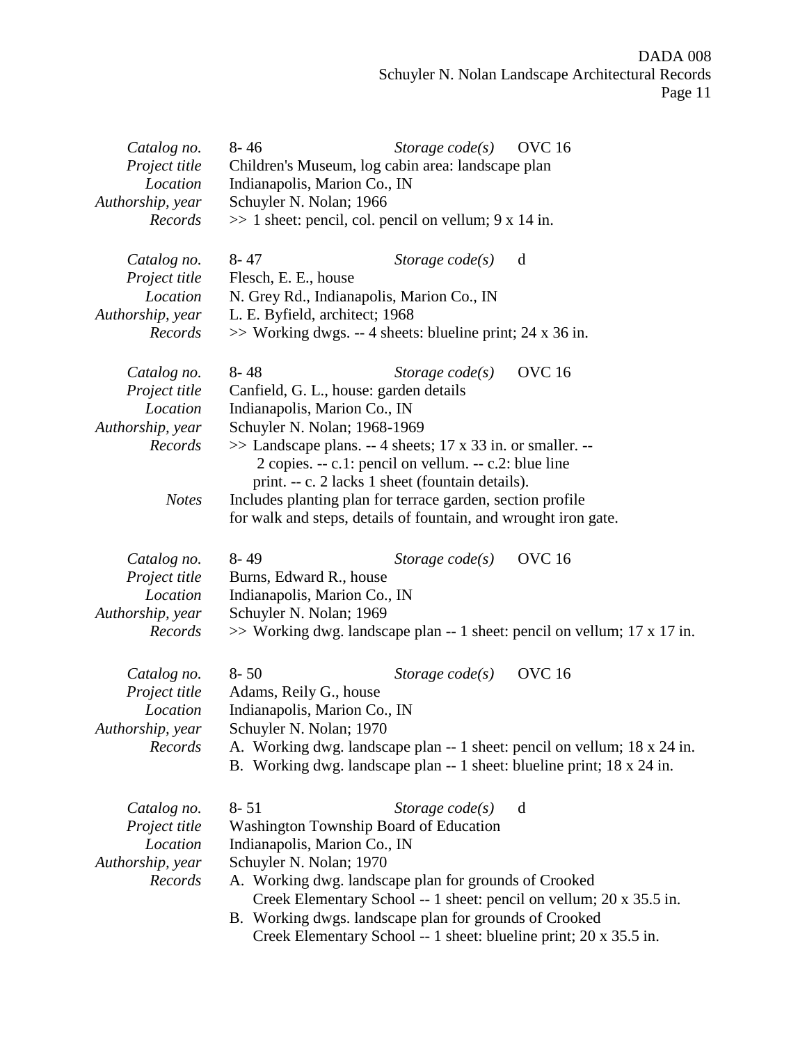*Catalog no.* 8- 46 *Storage code(s)* OVC 16
*Project title* Children's Museum, log cabin area: landscape plan
*Location* Indianapolis, Marion Co., IN
*Authorship, year* Schuyler N. Nolan; 1966
*Records* >> 1 sheet: pencil, col. pencil on vellum; 9 x 14 in.

*Catalog no.* 8- 47 *Storage code(s)* d
*Project title* Flesch, E. E., house
*Location* N. Grey Rd., Indianapolis, Marion Co., IN
*Authorship, year* L. E. Byfield, architect; 1968
*Records* >> Working dwgs. -- 4 sheets: blueline print; 24 x 36 in.

*Catalog no.* 8- 48 *Storage code(s)* OVC 16
*Project title* Canfield, G. L., house: garden details
*Location* Indianapolis, Marion Co., IN
*Authorship, year* Schuyler N. Nolan; 1968-1969
*Records* >> Landscape plans. -- 4 sheets; 17 x 33 in. or smaller. -- 2 copies. -- c.1: pencil on vellum. -- c.2: blue line print. -- c. 2 lacks 1 sheet (fountain details).
*Notes* Includes planting plan for terrace garden, section profile for walk and steps, details of fountain, and wrought iron gate.

*Catalog no.* 8- 49 *Storage code(s)* OVC 16
*Project title* Burns, Edward R., house
*Location* Indianapolis, Marion Co., IN
*Authorship, year* Schuyler N. Nolan; 1969
*Records* >> Working dwg. landscape plan -- 1 sheet: pencil on vellum; 17 x 17 in.

*Catalog no.* 8- 50 *Storage code(s)* OVC 16
*Project title* Adams, Reily G., house
*Location* Indianapolis, Marion Co., IN
*Authorship, year* Schuyler N. Nolan; 1970
*Records*
A. Working dwg. landscape plan -- 1 sheet: pencil on vellum; 18 x 24 in.
B. Working dwg. landscape plan -- 1 sheet: blueline print; 18 x 24 in.

*Catalog no.* 8- 51 *Storage code(s)* d
*Project title* Washington Township Board of Education
*Location* Indianapolis, Marion Co., IN
*Authorship, year* Schuyler N. Nolan; 1970
*Records*
A. Working dwg. landscape plan for grounds of Crooked Creek Elementary School -- 1 sheet: pencil on vellum; 20 x 35.5 in.
B. Working dwgs. landscape plan for grounds of Crooked Creek Elementary School -- 1 sheet: blueline print; 20 x 35.5 in.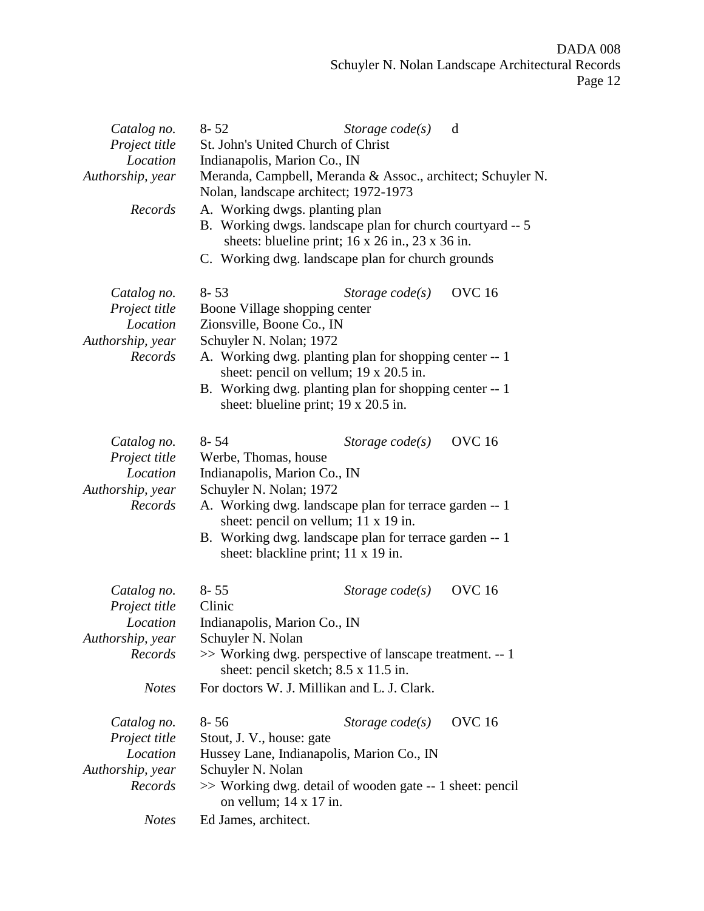*Catalog no.* 8- 52 *Storage code(s)* d
*Project title* St. John's United Church of Christ
*Location* Indianapolis, Marion Co., IN
*Authorship, year* Meranda, Campbell, Meranda & Assoc., architect; Schuyler N. Nolan, landscape architect; 1972-1973
*Records*
A. Working dwgs. planting plan
B. Working dwgs. landscape plan for church courtyard -- 5 sheets: blueline print; 16 x 26 in., 23 x 36 in.
C. Working dwg. landscape plan for church grounds

*Catalog no.* 8- 53 *Storage code(s)* OVC 16
*Project title* Boone Village shopping center
*Location* Zionsville, Boone Co., IN
*Authorship, year* Schuyler N. Nolan; 1972
*Records*
A. Working dwg. planting plan for shopping center -- 1 sheet: pencil on vellum; 19 x 20.5 in.
B. Working dwg. planting plan for shopping center -- 1 sheet: blueline print; 19 x 20.5 in.

*Catalog no.* 8- 54 *Storage code(s)* OVC 16
*Project title* Werbe, Thomas, house
*Location* Indianapolis, Marion Co., IN
*Authorship, year* Schuyler N. Nolan; 1972
*Records*
A. Working dwg. landscape plan for terrace garden -- 1 sheet: pencil on vellum; 11 x 19 in.
B. Working dwg. landscape plan for terrace garden -- 1 sheet: blackline print; 11 x 19 in.

*Catalog no.* 8- 55 *Storage code(s)* OVC 16
*Project title* Clinic
*Location* Indianapolis, Marion Co., IN
*Authorship, year* Schuyler N. Nolan
*Records* >> Working dwg. perspective of lanscape treatment. -- 1 sheet: pencil sketch; 8.5 x 11.5 in.
*Notes* For doctors W. J. Millikan and L. J. Clark.

*Catalog no.* 8- 56 *Storage code(s)* OVC 16
*Project title* Stout, J. V., house: gate
*Location* Hussey Lane, Indianapolis, Marion Co., IN
*Authorship, year* Schuyler N. Nolan
*Records* >> Working dwg. detail of wooden gate -- 1 sheet: pencil on vellum; 14 x 17 in.
*Notes* Ed James, architect.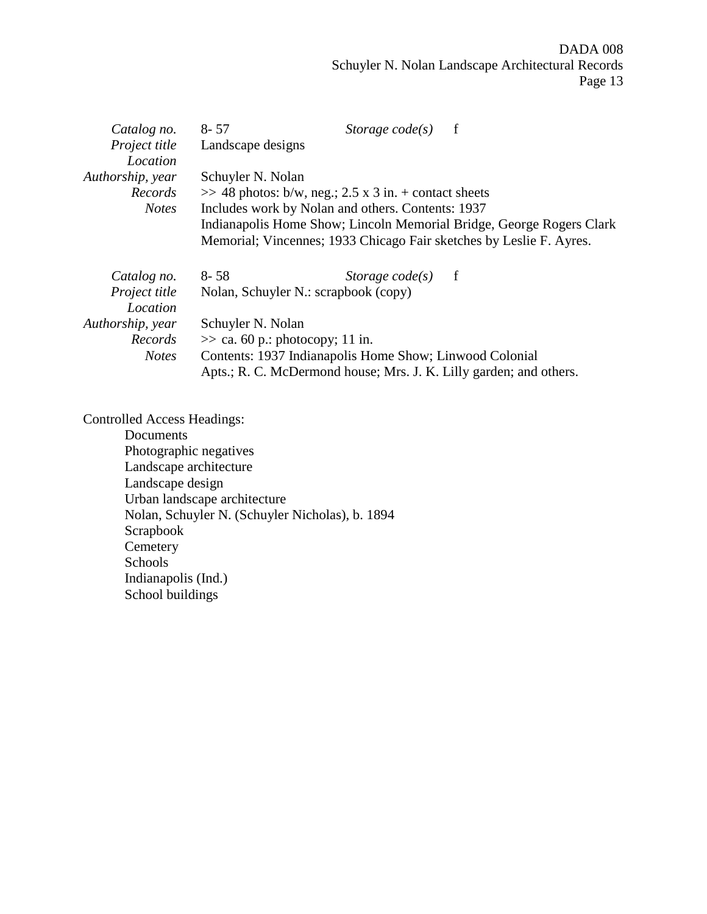| | | | |
|---|---|---|---|
| *Catalog no.* | 8- 57 | *Storage code(s)* | f |
| *Project title* | Landscape designs | | |
| *Location* | | | |
| *Authorship, year* | Schuyler N. Nolan | | |
| *Records* | >> 48 photos: b/w, neg.; 2.5 x 3 in. + contact sheets | | |
| *Notes* | Includes work by Nolan and others. Contents: 1937 Indianapolis Home Show; Lincoln Memorial Bridge, George Rogers Clark Memorial; Vincennes; 1933 Chicago Fair sketches by Leslie F. Ayres. | | |

| | | | |
|---|---|---|---|
| *Catalog no.* | 8- 58 | *Storage code(s)* | f |
| *Project title* | Nolan, Schuyler N.: scrapbook (copy) | | |
| *Location* | | | |
| *Authorship, year* | Schuyler N. Nolan | | |
| *Records* | >> ca. 60 p.: photocopy; 11 in. | | |
| *Notes* | Contents: 1937 Indianapolis Home Show; Linwood Colonial Apts.; R. C. McDermond house; Mrs. J. K. Lilly garden; and others. | | |

Controlled Access Headings:

- Documents
- Photographic negatives
- Landscape architecture
- Landscape design
- Urban landscape architecture
- Nolan, Schuyler N. (Schuyler Nicholas), b. 1894
- Scrapbook
- Cemetery
- Schools
- Indianapolis (Ind.)
- School buildings